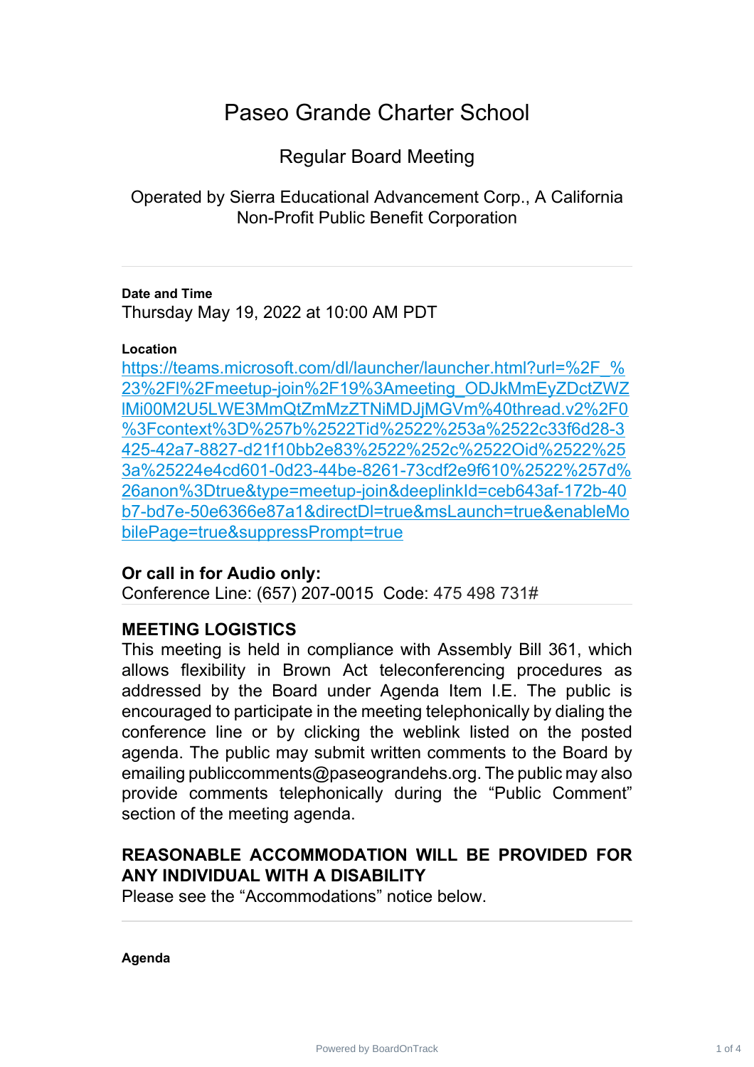# Paseo Grande Charter School

## Regular Board Meeting

Operated by Sierra Educational Advancement Corp., A California Non-Profit Public Benefit Corporation

---

**Date and Time**

Thursday May 19, 2022 at 10:00 AM PDT

**Location**

https://teams.microsoft.com/dl/launcher/launcher.html?url=%2F_%23%2Fl%2Fmeetup-join%2F19%3Ameeting_ODJkMmEyZDctZWZlMi00M2U5LWE3MmQtZmMzZTNiMDJjMGVm%40thread.v2%2F0%3Fcontext%3D%257b%2522Tid%2522%253a%2522c33f6d28-3425-42a7-8827-d21f10bb2e83%2522%252c%2522Oid%2522%253a%25224e4cd601-0d23-44be-8261-73cdf2e9f610%2522%257d%26anon%3Dtrue&type=meetup-join&deeplinkId=ceb643af-172b-40b7-bd7e-50e6366e87a1&directDl=true&msLaunch=true&enableMobilePage=true&suppressPrompt=true

**Or call in for Audio only:**

Conference Line: (657) 207-0015 Code: 475 498 731#

---

**MEETING LOGISTICS**

This meeting is held in compliance with Assembly Bill 361, which allows flexibility in Brown Act teleconferencing procedures as addressed by the Board under Agenda Item I.E. The public is encouraged to participate in the meeting telephonically by dialing the conference line or by clicking the weblink listed on the posted agenda. The public may submit written comments to the Board by emailing publiccomments@paseograndehs.org. The public may also provide comments telephonically during the "Public Comment" section of the meeting agenda.

**REASONABLE ACCOMMODATION WILL BE PROVIDED FOR ANY INDIVIDUAL WITH A DISABILITY**

Please see the "Accommodations" notice below.

---

**Agenda**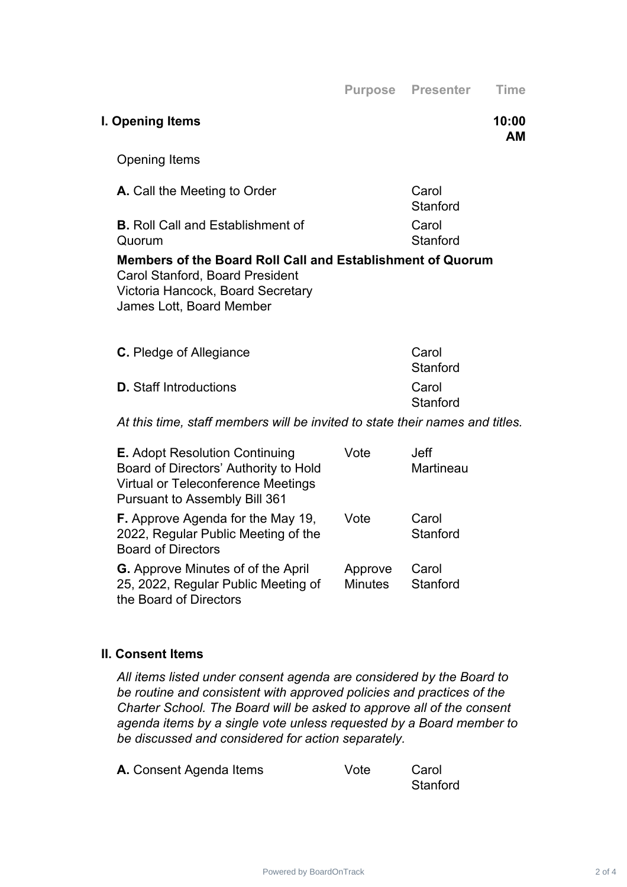| | Purpose | Presenter | Time |
|---|---|---|---|
| **I. Opening Items** | | | **10:00 AM** |

Opening Items

| | Purpose | Presenter | Time |
|---|---|---|---|
| **A.** Call the Meeting to Order | | Carol Stanford | |
| **B.** Roll Call and Establishment of Quorum | | Carol Stanford | |

**Members of the Board Roll Call and Establishment of Quorum**
Carol Stanford, Board President
Victoria Hancock, Board Secretary
James Lott, Board Member

| | Purpose | Presenter | Time |
|---|---|---|---|
| **C.** Pledge of Allegiance | | Carol Stanford | |
| **D.** Staff Introductions | | Carol Stanford | |

*At this time, staff members will be invited to state their names and titles.*

| | Purpose | Presenter | Time |
|---|---|---|---|
| **E.** Adopt Resolution Continuing Board of Directors' Authority to Hold Virtual or Teleconference Meetings Pursuant to Assembly Bill 361 | Vote | Jeff Martineau | |
| **F.** Approve Agenda for the May 19, 2022, Regular Public Meeting of the Board of Directors | Vote | Carol Stanford | |
| **G.** Approve Minutes of of the April 25, 2022, Regular Public Meeting of the Board of Directors | Approve Minutes | Carol Stanford | |

**II. Consent Items**

*All items listed under consent agenda are considered by the Board to be routine and consistent with approved policies and practices of the Charter School. The Board will be asked to approve all of the consent agenda items by a single vote unless requested by a Board member to be discussed and considered for action separately.*

| | Purpose | Presenter | Time |
|---|---|---|---|
| **A.** Consent Agenda Items | Vote | Carol Stanford | |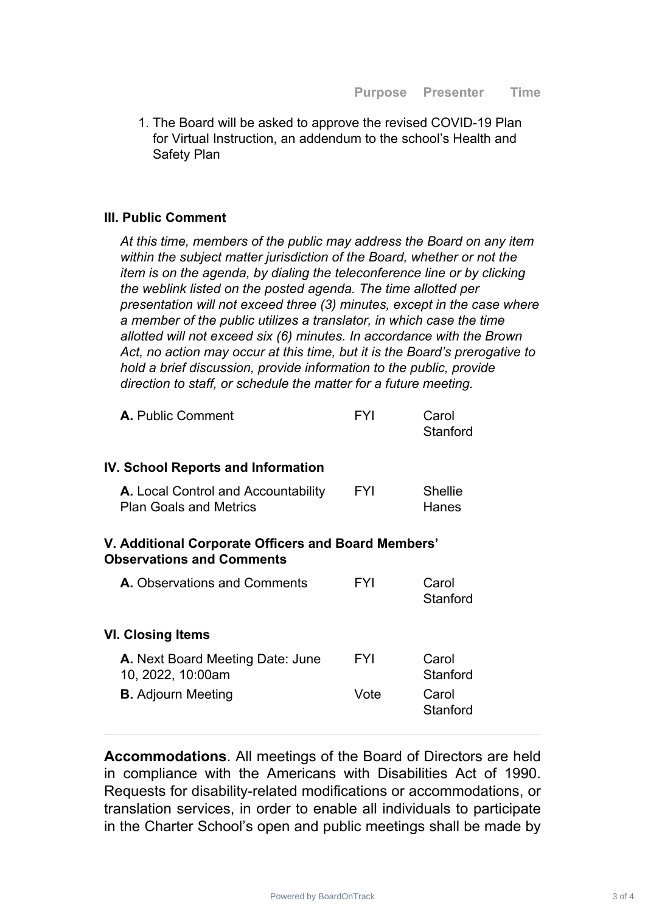| | Purpose | Presenter | Time |
|---|---|---|---|

1. The Board will be asked to approve the revised COVID-19 Plan for Virtual Instruction, an addendum to the school's Health and Safety Plan

### III. Public Comment

*At this time, members of the public may address the Board on any item within the subject matter jurisdiction of the Board, whether or not the item is on the agenda, by dialing the teleconference line or by clicking the weblink listed on the posted agenda. The time allotted per presentation will not exceed three (3) minutes, except in the case where a member of the public utilizes a translator, in which case the time allotted will not exceed six (6) minutes. In accordance with the Brown Act, no action may occur at this time, but it is the Board's prerogative to hold a brief discussion, provide information to the public, provide direction to staff, or schedule the matter for a future meeting.*

| | Purpose | Presenter | Time |
|---|---|---|---|
| **A.** Public Comment | FYI | Carol Stanford | |

### IV. School Reports and Information

| | Purpose | Presenter | Time |
|---|---|---|---|
| **A.** Local Control and Accountability Plan Goals and Metrics | FYI | Shellie Hanes | |

### V. Additional Corporate Officers and Board Members' Observations and Comments

| | Purpose | Presenter | Time |
|---|---|---|---|
| **A.** Observations and Comments | FYI | Carol Stanford | |

### VI. Closing Items

| | Purpose | Presenter | Time |
|---|---|---|---|
| **A.** Next Board Meeting Date: June 10, 2022, 10:00am | FYI | Carol Stanford | |
| **B.** Adjourn Meeting | Vote | Carol Stanford | |

---

**Accommodations**. All meetings of the Board of Directors are held in compliance with the Americans with Disabilities Act of 1990. Requests for disability-related modifications or accommodations, or translation services, in order to enable all individuals to participate in the Charter School's open and public meetings shall be made by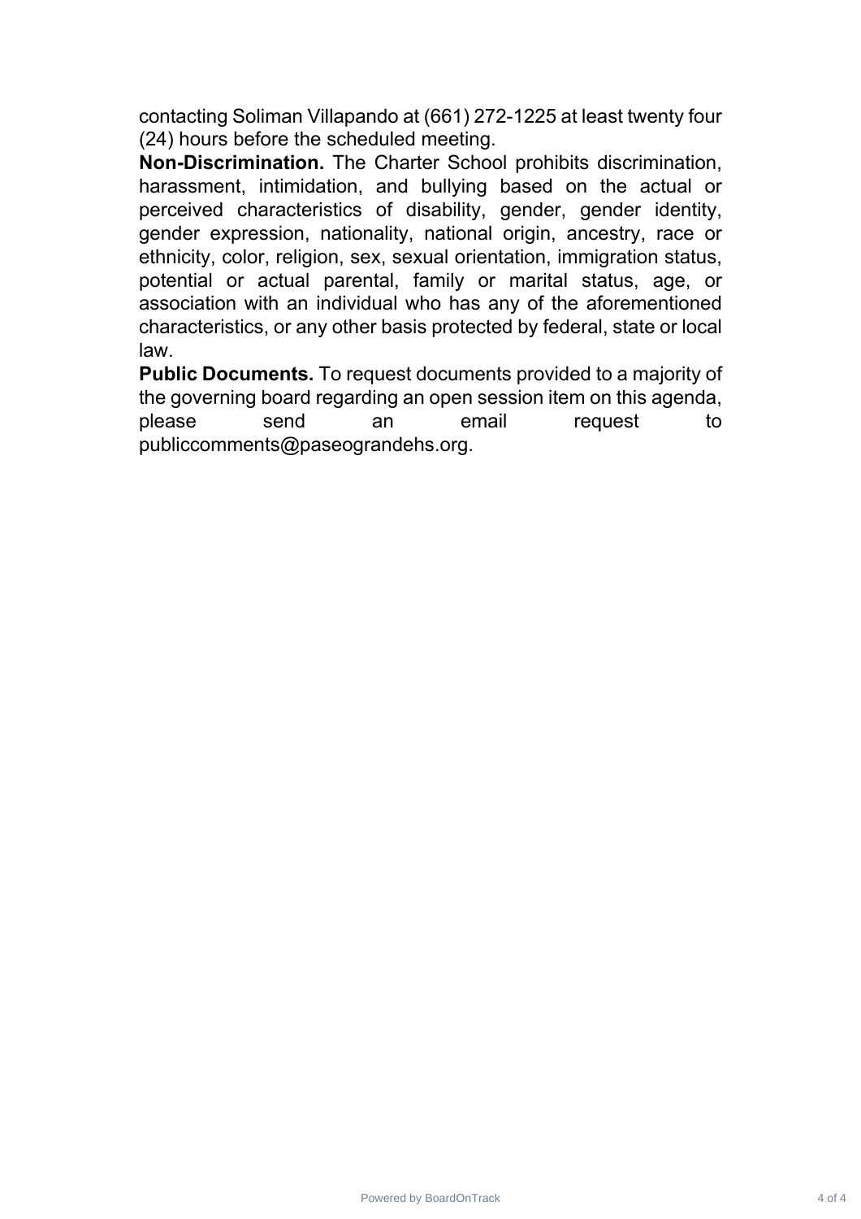contacting Soliman Villapando at (661) 272-1225 at least twenty four (24) hours before the scheduled meeting.

**Non-Discrimination.** The Charter School prohibits discrimination, harassment, intimidation, and bullying based on the actual or perceived characteristics of disability, gender, gender identity, gender expression, nationality, national origin, ancestry, race or ethnicity, color, religion, sex, sexual orientation, immigration status, potential or actual parental, family or marital status, age, or association with an individual who has any of the aforementioned characteristics, or any other basis protected by federal, state or local law.

**Public Documents.** To request documents provided to a majority of the governing board regarding an open session item on this agenda, please send an email request to publiccomments@paseograndehs.org.